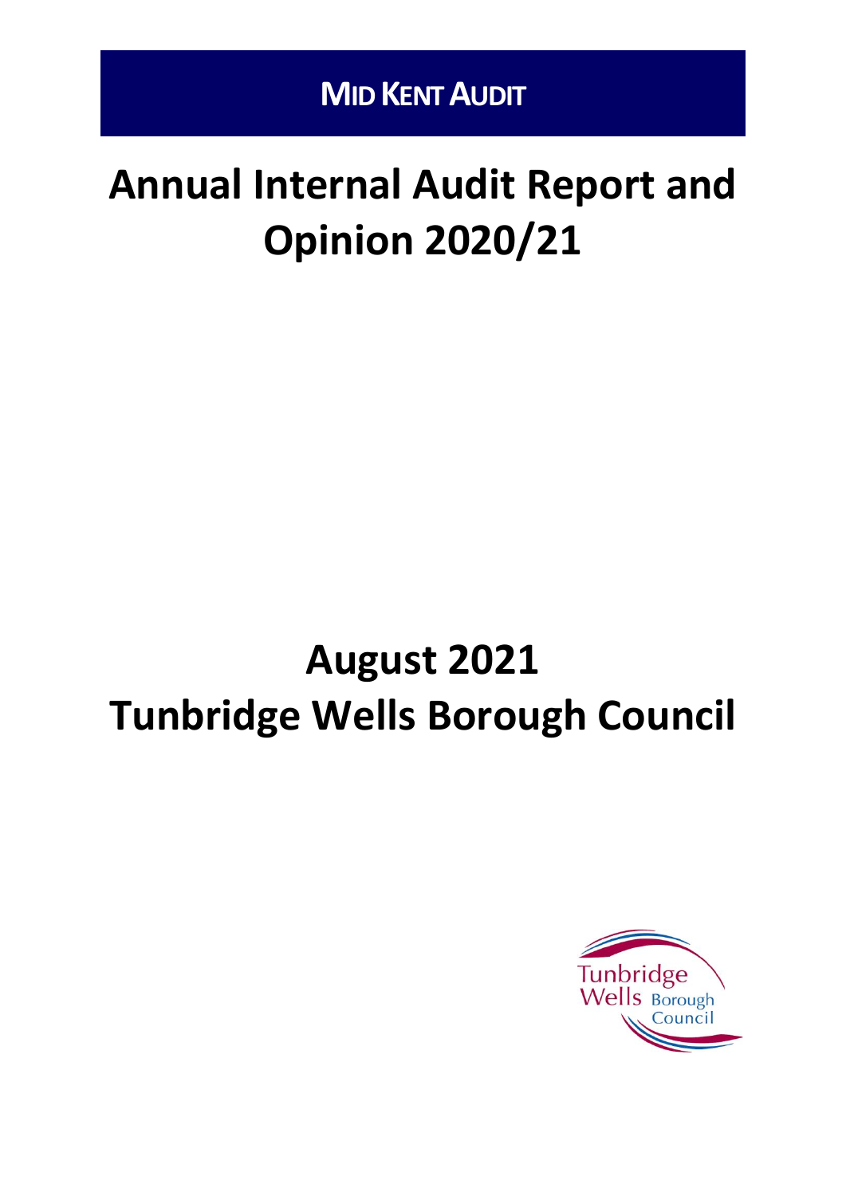**MID KENT AUDIT**

# Annual Internal Audit Report and Opinion 2020/21

## August 2021

## Tunbridge Wells Borough Council

Tunbridge Wells Borough Council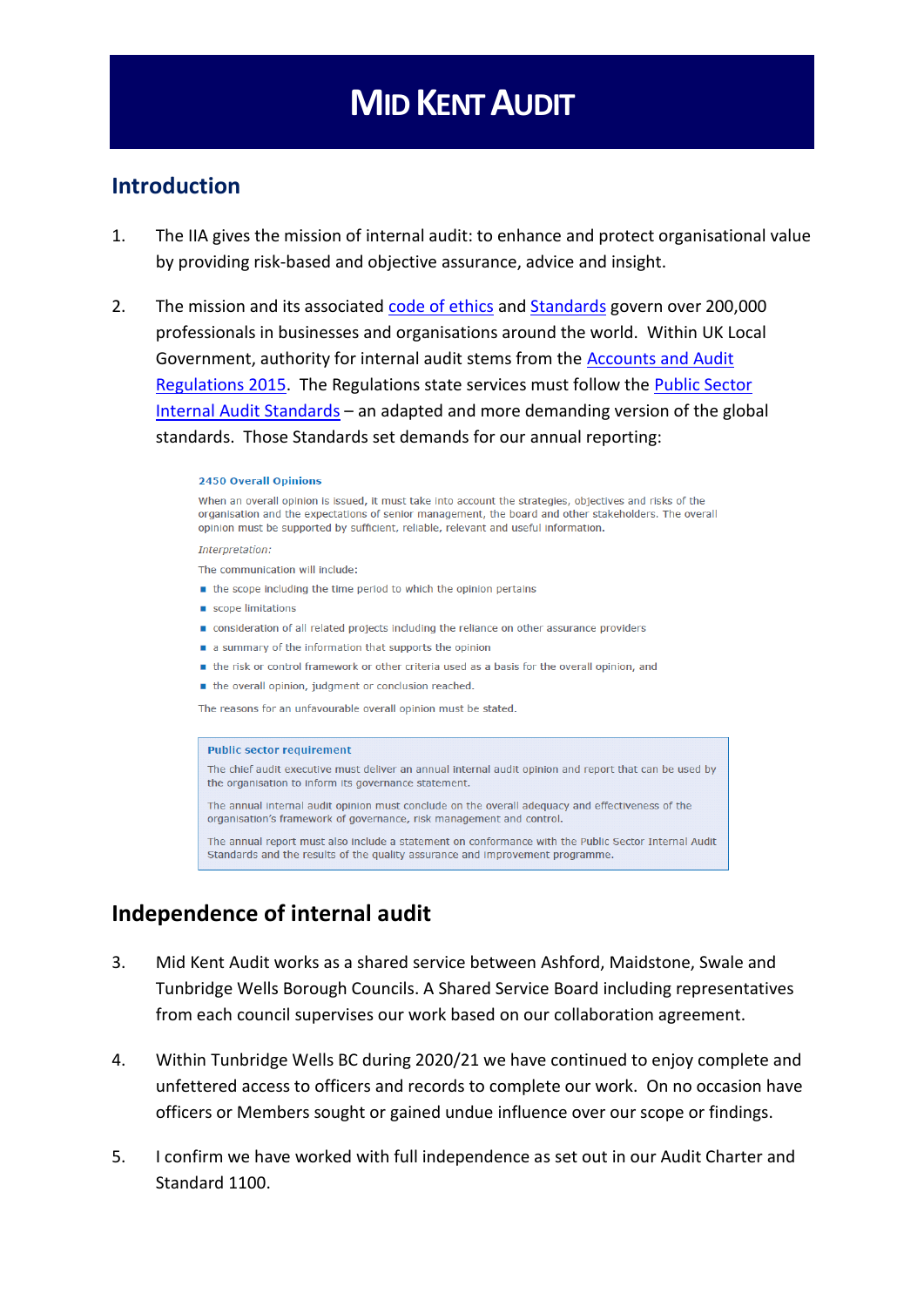# MID KENT AUDIT

## Introduction

1. The IIA gives the mission of internal audit: to enhance and protect organisational value by providing risk-based and objective assurance, advice and insight.

2. The mission and its associated code of ethics and Standards govern over 200,000 professionals in businesses and organisations around the world. Within UK Local Government, authority for internal audit stems from the Accounts and Audit Regulations 2015. The Regulations state services must follow the Public Sector Internal Audit Standards – an adapted and more demanding version of the global standards. Those Standards set demands for our annual reporting:

> **2450 Overall Opinions**
>
> When an overall opinion is issued, it must take into account the strategies, objectives and risks of the organisation and the expectations of senior management, the board and other stakeholders. The overall opinion must be supported by sufficient, reliable, relevant and useful information.
>
> *Interpretation:*
>
> The communication will include:
>
> - the scope including the time period to which the opinion pertains
> - scope limitations
> - consideration of all related projects including the reliance on other assurance providers
> - a summary of the information that supports the opinion
> - the risk or control framework or other criteria used as a basis for the overall opinion, and
> - the overall opinion, judgment or conclusion reached.
>
> The reasons for an unfavourable overall opinion must be stated.
>
> **Public sector requirement**
>
> The chief audit executive must deliver an annual internal audit opinion and report that can be used by the organisation to inform its governance statement.
>
> The annual internal audit opinion must conclude on the overall adequacy and effectiveness of the organisation's framework of governance, risk management and control.
>
> The annual report must also include a statement on conformance with the Public Sector Internal Audit Standards and the results of the quality assurance and improvement programme.

## Independence of internal audit

3. Mid Kent Audit works as a shared service between Ashford, Maidstone, Swale and Tunbridge Wells Borough Councils. A Shared Service Board including representatives from each council supervises our work based on our collaboration agreement.

4. Within Tunbridge Wells BC during 2020/21 we have continued to enjoy complete and unfettered access to officers and records to complete our work. On no occasion have officers or Members sought or gained undue influence over our scope or findings.

5. I confirm we have worked with full independence as set out in our Audit Charter and Standard 1100.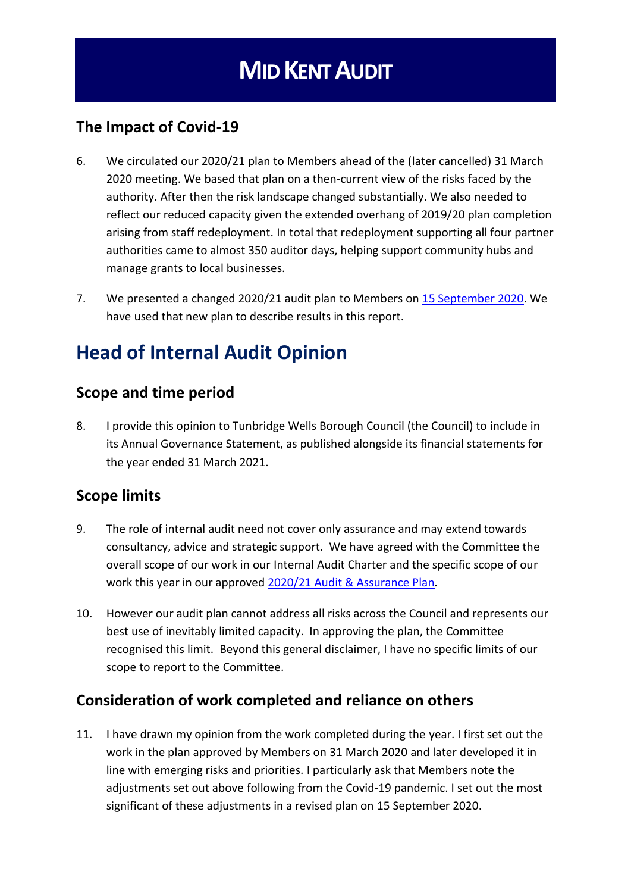## The Impact of Covid-19

6. We circulated our 2020/21 plan to Members ahead of the (later cancelled) 31 March 2020 meeting. We based that plan on a then-current view of the risks faced by the authority. After then the risk landscape changed substantially. We also needed to reflect our reduced capacity given the extended overhang of 2019/20 plan completion arising from staff redeployment. In total that redeployment supporting all four partner authorities came to almost 350 auditor days, helping support community hubs and manage grants to local businesses.

7. We presented a changed 2020/21 audit plan to Members on 15 September 2020. We have used that new plan to describe results in this report.

# Head of Internal Audit Opinion

## Scope and time period

8. I provide this opinion to Tunbridge Wells Borough Council (the Council) to include in its Annual Governance Statement, as published alongside its financial statements for the year ended 31 March 2021.

## Scope limits

9. The role of internal audit need not cover only assurance and may extend towards consultancy, advice and strategic support. We have agreed with the Committee the overall scope of our work in our Internal Audit Charter and the specific scope of our work this year in our approved 2020/21 Audit & Assurance Plan.

10. However our audit plan cannot address all risks across the Council and represents our best use of inevitably limited capacity. In approving the plan, the Committee recognised this limit. Beyond this general disclaimer, I have no specific limits of our scope to report to the Committee.

## Consideration of work completed and reliance on others

11. I have drawn my opinion from the work completed during the year. I first set out the work in the plan approved by Members on 31 March 2020 and later developed it in line with emerging risks and priorities. I particularly ask that Members note the adjustments set out above following from the Covid-19 pandemic. I set out the most significant of these adjustments in a revised plan on 15 September 2020.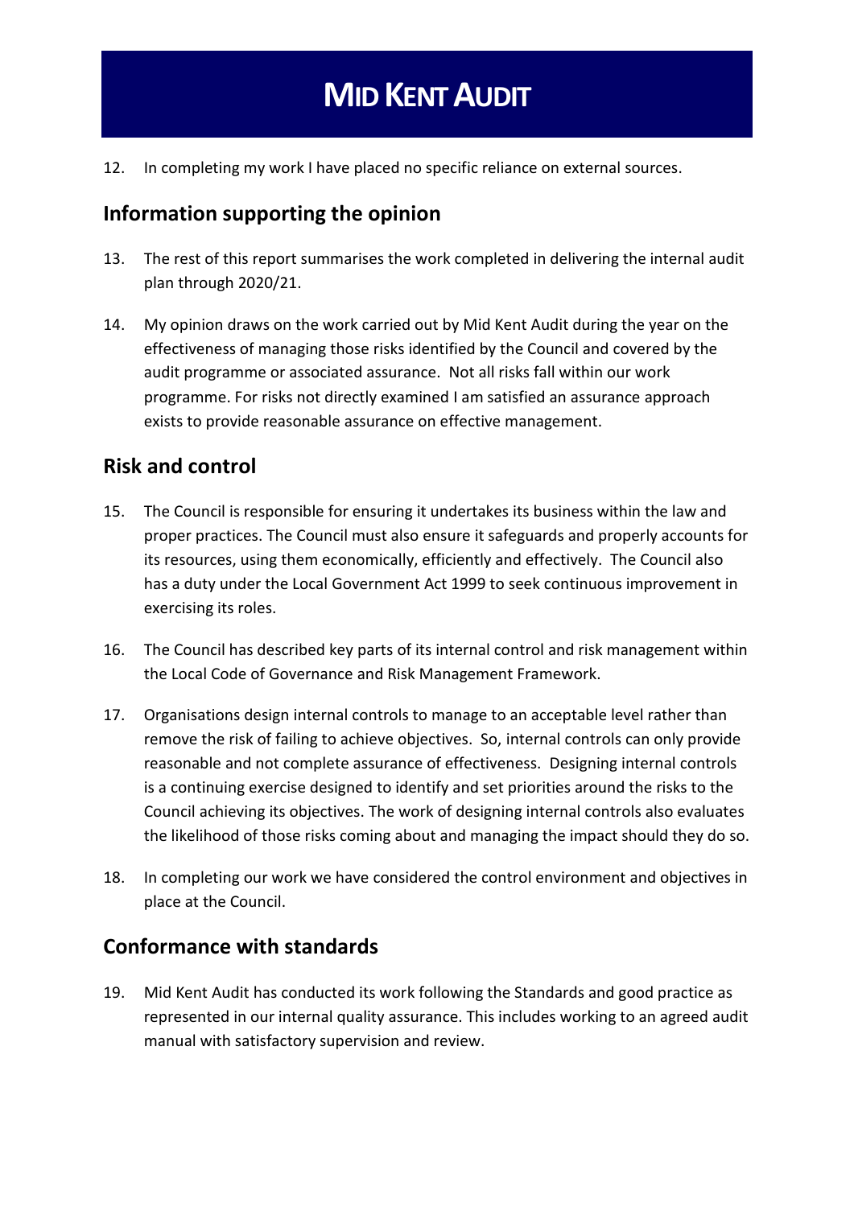12. In completing my work I have placed no specific reliance on external sources.

## Information supporting the opinion

13. The rest of this report summarises the work completed in delivering the internal audit plan through 2020/21.

14. My opinion draws on the work carried out by Mid Kent Audit during the year on the effectiveness of managing those risks identified by the Council and covered by the audit programme or associated assurance. Not all risks fall within our work programme. For risks not directly examined I am satisfied an assurance approach exists to provide reasonable assurance on effective management.

## Risk and control

15. The Council is responsible for ensuring it undertakes its business within the law and proper practices. The Council must also ensure it safeguards and properly accounts for its resources, using them economically, efficiently and effectively. The Council also has a duty under the Local Government Act 1999 to seek continuous improvement in exercising its roles.

16. The Council has described key parts of its internal control and risk management within the Local Code of Governance and Risk Management Framework.

17. Organisations design internal controls to manage to an acceptable level rather than remove the risk of failing to achieve objectives. So, internal controls can only provide reasonable and not complete assurance of effectiveness. Designing internal controls is a continuing exercise designed to identify and set priorities around the risks to the Council achieving its objectives. The work of designing internal controls also evaluates the likelihood of those risks coming about and managing the impact should they do so.

18. In completing our work we have considered the control environment and objectives in place at the Council.

## Conformance with standards

19. Mid Kent Audit has conducted its work following the Standards and good practice as represented in our internal quality assurance. This includes working to an agreed audit manual with satisfactory supervision and review.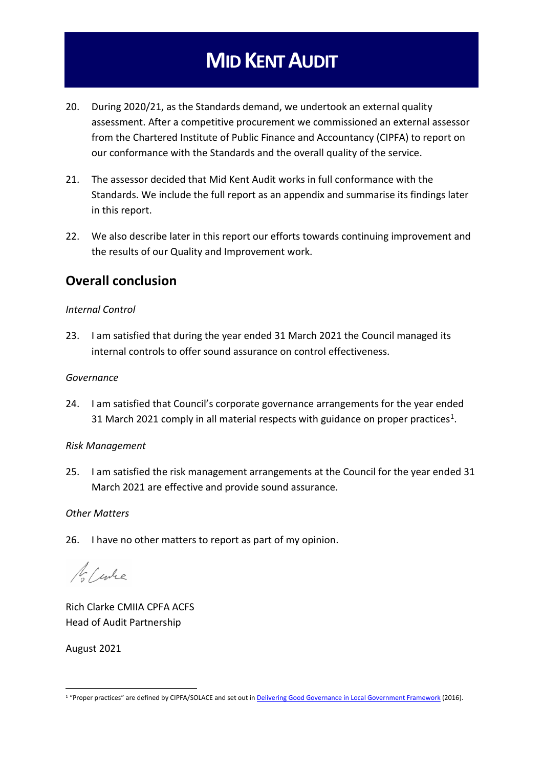20. During 2020/21, as the Standards demand, we undertook an external quality assessment. After a competitive procurement we commissioned an external assessor from the Chartered Institute of Public Finance and Accountancy (CIPFA) to report on our conformance with the Standards and the overall quality of the service.

21. The assessor decided that Mid Kent Audit works in full conformance with the Standards. We include the full report as an appendix and summarise its findings later in this report.

22. We also describe later in this report our efforts towards continuing improvement and the results of our Quality and Improvement work.

## Overall conclusion

*Internal Control*

23. I am satisfied that during the year ended 31 March 2021 the Council managed its internal controls to offer sound assurance on control effectiveness.

*Governance*

24. I am satisfied that Council's corporate governance arrangements for the year ended 31 March 2021 comply in all material respects with guidance on proper practices[1].

*Risk Management*

25. I am satisfied the risk management arrangements at the Council for the year ended 31 March 2021 are effective and provide sound assurance.

*Other Matters*

26. I have no other matters to report as part of my opinion.

Rich Clarke CMIIA CPFA ACFS
Head of Audit Partnership

August 2021

[1] "Proper practices" are defined by CIPFA/SOLACE and set out in Delivering Good Governance in Local Government Framework (2016).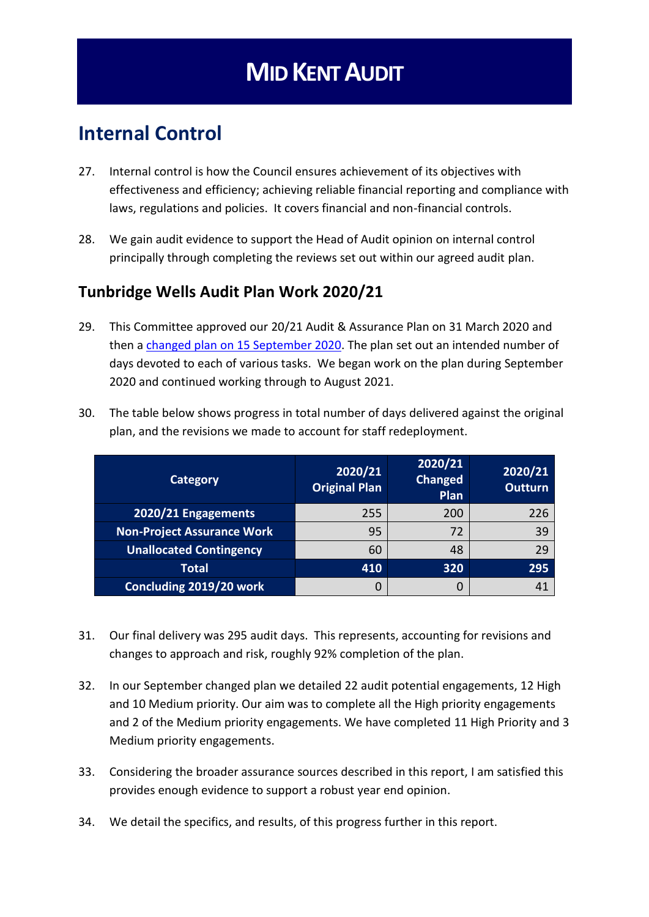# Internal Control

27. Internal control is how the Council ensures achievement of its objectives with effectiveness and efficiency; achieving reliable financial reporting and compliance with laws, regulations and policies. It covers financial and non-financial controls.

28. We gain audit evidence to support the Head of Audit opinion on internal control principally through completing the reviews set out within our agreed audit plan.

## Tunbridge Wells Audit Plan Work 2020/21

29. This Committee approved our 20/21 Audit & Assurance Plan on 31 March 2020 and then a [changed plan on 15 September 2020](). The plan set out an intended number of days devoted to each of various tasks. We began work on the plan during September 2020 and continued working through to August 2021.

30. The table below shows progress in total number of days delivered against the original plan, and the revisions we made to account for staff redeployment.

| Category | 2020/21 Original Plan | 2020/21 Changed Plan | 2020/21 Outturn |
|---|---|---|---|
| **2020/21 Engagements** | 255 | 200 | 226 |
| **Non-Project Assurance Work** | 95 | 72 | 39 |
| **Unallocated Contingency** | 60 | 48 | 29 |
| **Total** | **410** | **320** | **295** |
| **Concluding 2019/20 work** | 0 | 0 | 41 |

31. Our final delivery was 295 audit days. This represents, accounting for revisions and changes to approach and risk, roughly 92% completion of the plan.

32. In our September changed plan we detailed 22 audit potential engagements, 12 High and 10 Medium priority. Our aim was to complete all the High priority engagements and 2 of the Medium priority engagements. We have completed 11 High Priority and 3 Medium priority engagements.

33. Considering the broader assurance sources described in this report, I am satisfied this provides enough evidence to support a robust year end opinion.

34. We detail the specifics, and results, of this progress further in this report.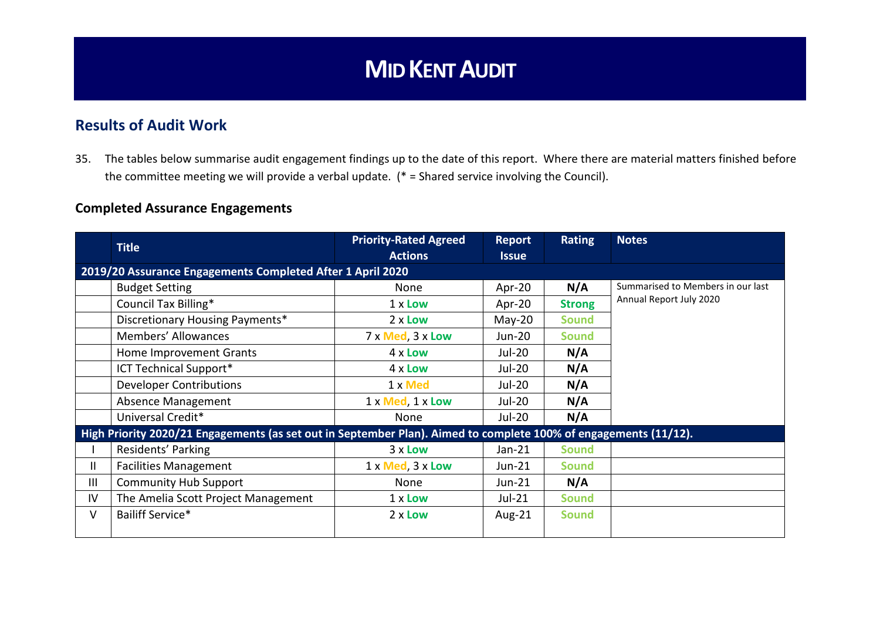# MID KENT AUDIT

## Results of Audit Work

35. The tables below summarise audit engagement findings up to the date of this report. Where there are material matters finished before the committee meeting we will provide a verbal update. (* = Shared service involving the Council).

### Completed Assurance Engagements

| | Title | Priority-Rated Agreed Actions | Report Issue | Rating | Notes |
|---|---|---|---|---|---|
| **2019/20 Assurance Engagements Completed After 1 April 2020** | | | | | |
| | Budget Setting | None | Apr-20 | **N/A** | Summarised to Members in our last Annual Report July 2020 |
| | Council Tax Billing* | 1 x **Low** | Apr-20 | **Strong** | |
| | Discretionary Housing Payments* | 2 x **Low** | May-20 | **Sound** | |
| | Members' Allowances | 7 x **Med**, 3 x **Low** | Jun-20 | **Sound** | |
| | Home Improvement Grants | 4 x **Low** | Jul-20 | **N/A** | |
| | ICT Technical Support* | 4 x **Low** | Jul-20 | **N/A** | |
| | Developer Contributions | 1 x **Med** | Jul-20 | **N/A** | |
| | Absence Management | 1 x **Med**, 1 x **Low** | Jul-20 | **N/A** | |
| | Universal Credit* | None | Jul-20 | **N/A** | |
| **High Priority 2020/21 Engagements (as set out in September Plan). Aimed to complete 100% of engagements (11/12).** | | | | | |
| I | Residents' Parking | 3 x **Low** | Jan-21 | **Sound** | |
| II | Facilities Management | 1 x **Med**, 3 x **Low** | Jun-21 | **Sound** | |
| III | Community Hub Support | None | Jun-21 | **N/A** | |
| IV | The Amelia Scott Project Management | 1 x **Low** | Jul-21 | **Sound** | |
| V | Bailiff Service* | 2 x **Low** | Aug-21 | **Sound** | |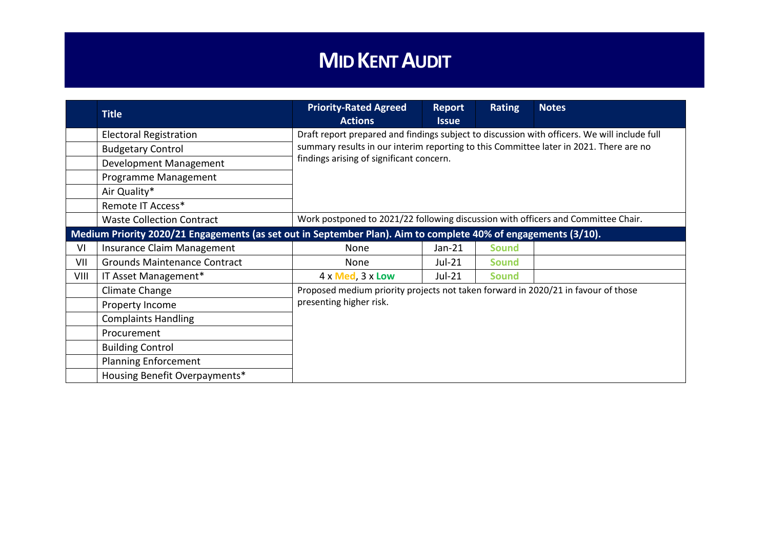# MID KENT AUDIT

| | Title | Priority-Rated Agreed Actions | Report Issue | Rating | Notes |
|---|---|---|---|---|---|
| | Electoral Registration | Draft report prepared and findings subject to discussion with officers. We will include full summary results in our interim reporting to this Committee later in 2021. There are no findings arising of significant concern. | | | |
| | Budgetary Control | | | | |
| | Development Management | | | | |
| | Programme Management | | | | |
| | Air Quality* | | | | |
| | Remote IT Access* | | | | |
| | Waste Collection Contract | Work postponed to 2021/22 following discussion with officers and Committee Chair. | | | |
| **Medium Priority 2020/21 Engagements (as set out in September Plan). Aim to complete 40% of engagements (3/10).** | | | | | |
| VI | Insurance Claim Management | None | Jan-21 | Sound | |
| VII | Grounds Maintenance Contract | None | Jul-21 | Sound | |
| VIII | IT Asset Management* | 4 x Med, 3 x Low | Jul-21 | Sound | |
| | Climate Change | Proposed medium priority projects not taken forward in 2020/21 in favour of those presenting higher risk. | | | |
| | Property Income | | | | |
| | Complaints Handling | | | | |
| | Procurement | | | | |
| | Building Control | | | | |
| | Planning Enforcement | | | | |
| | Housing Benefit Overpayments* | | | | |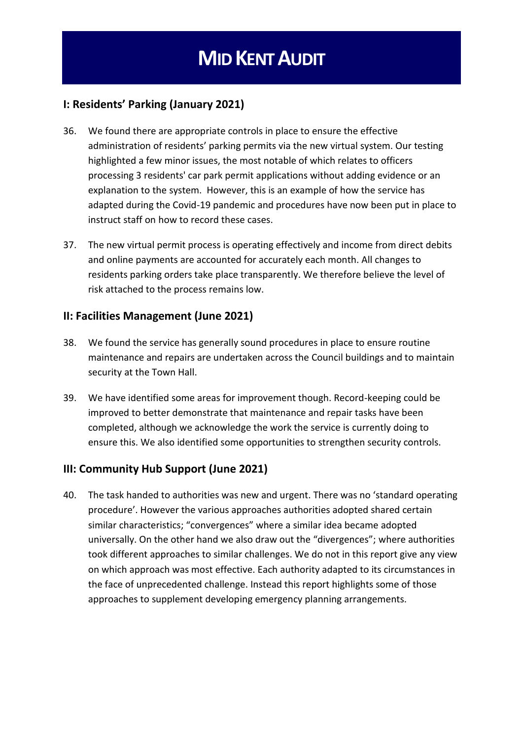## I: Residents' Parking (January 2021)

36. We found there are appropriate controls in place to ensure the effective administration of residents' parking permits via the new virtual system. Our testing highlighted a few minor issues, the most notable of which relates to officers processing 3 residents' car park permit applications without adding evidence or an explanation to the system. However, this is an example of how the service has adapted during the Covid-19 pandemic and procedures have now been put in place to instruct staff on how to record these cases.

37. The new virtual permit process is operating effectively and income from direct debits and online payments are accounted for accurately each month. All changes to residents parking orders take place transparently. We therefore believe the level of risk attached to the process remains low.

## II: Facilities Management (June 2021)

38. We found the service has generally sound procedures in place to ensure routine maintenance and repairs are undertaken across the Council buildings and to maintain security at the Town Hall.

39. We have identified some areas for improvement though. Record-keeping could be improved to better demonstrate that maintenance and repair tasks have been completed, although we acknowledge the work the service is currently doing to ensure this. We also identified some opportunities to strengthen security controls.

## III: Community Hub Support (June 2021)

40. The task handed to authorities was new and urgent. There was no 'standard operating procedure'. However the various approaches authorities adopted shared certain similar characteristics; "convergences" where a similar idea became adopted universally. On the other hand we also draw out the "divergences"; where authorities took different approaches to similar challenges. We do not in this report give any view on which approach was most effective. Each authority adapted to its circumstances in the face of unprecedented challenge. Instead this report highlights some of those approaches to supplement developing emergency planning arrangements.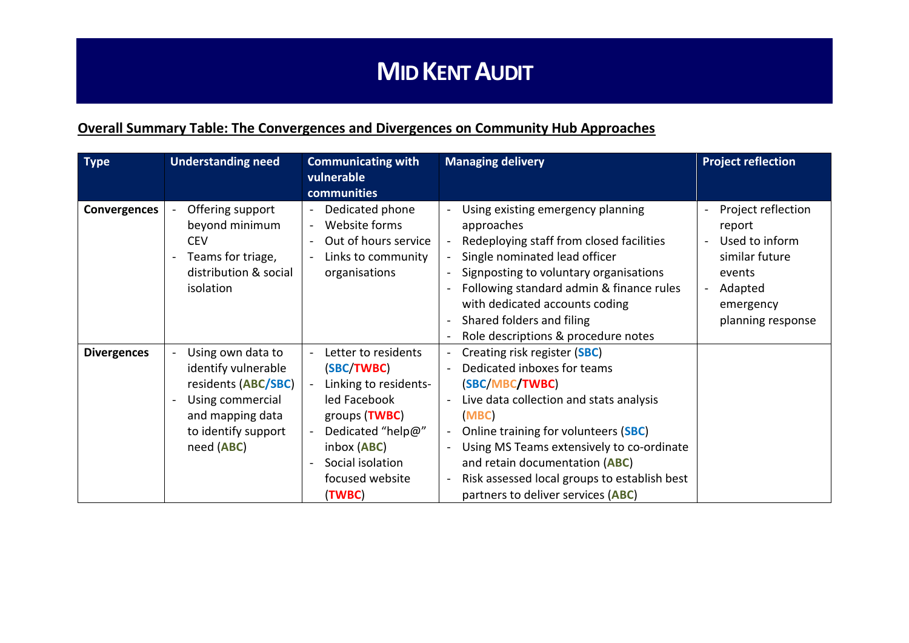**Overall Summary Table: The Convergences and Divergences on Community Hub Approaches**

| Type | Understanding need | Communicating with vulnerable communities | Managing delivery | Project reflection |
|---|---|---|---|---|
| **Convergences** | - Offering support beyond minimum CEV<br>- Teams for triage, distribution & social isolation | - Dedicated phone<br>- Website forms<br>- Out of hours service<br>- Links to community organisations | - Using existing emergency planning approaches<br>- Redeploying staff from closed facilities<br>- Single nominated lead officer<br>- Signposting to voluntary organisations<br>- Following standard admin & finance rules with dedicated accounts coding<br>- Shared folders and filing<br>- Role descriptions & procedure notes | - Project reflection report<br>- Used to inform similar future events<br>- Adapted emergency planning response |
| **Divergences** | - Using own data to identify vulnerable residents (**ABC**/**SBC**)<br>- Using commercial and mapping data to identify support need (**ABC**) | - Letter to residents (**SBC**/**TWBC**)<br>- Linking to residents-led Facebook groups (**TWBC**)<br>- Dedicated "help@" inbox (**ABC**)<br>- Social isolation focused website (**TWBC**) | - Creating risk register (**SBC**)<br>- Dedicated inboxes for teams (**SBC**/**MBC**/**TWBC**)<br>- Live data collection and stats analysis (**MBC**)<br>- Online training for volunteers (**SBC**)<br>- Using MS Teams extensively to co-ordinate and retain documentation (**ABC**)<br>- Risk assessed local groups to establish best partners to deliver services (**ABC**) | |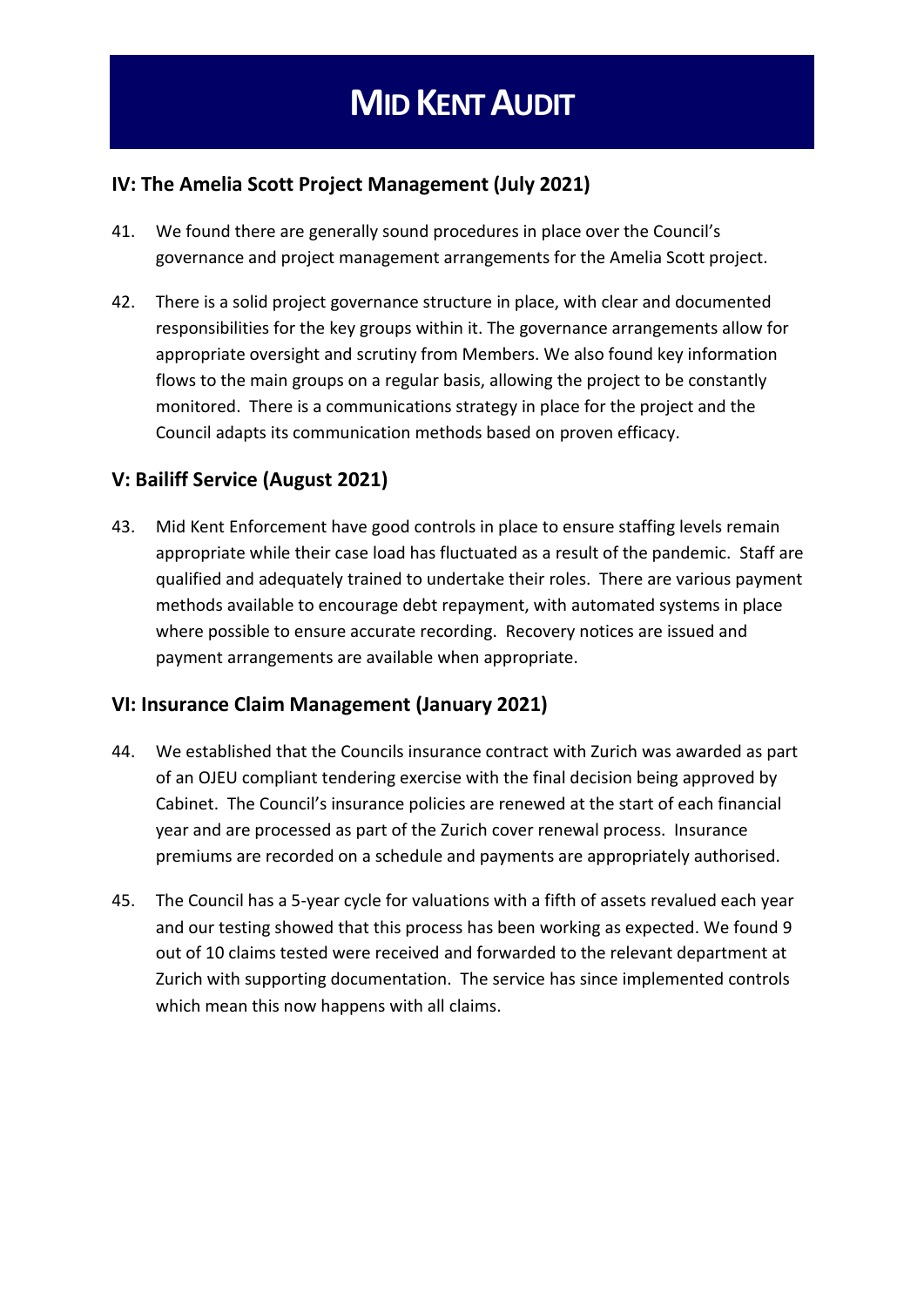## IV: The Amelia Scott Project Management (July 2021)

41. We found there are generally sound procedures in place over the Council's governance and project management arrangements for the Amelia Scott project.

42. There is a solid project governance structure in place, with clear and documented responsibilities for the key groups within it. The governance arrangements allow for appropriate oversight and scrutiny from Members. We also found key information flows to the main groups on a regular basis, allowing the project to be constantly monitored. There is a communications strategy in place for the project and the Council adapts its communication methods based on proven efficacy.

## V: Bailiff Service (August 2021)

43. Mid Kent Enforcement have good controls in place to ensure staffing levels remain appropriate while their case load has fluctuated as a result of the pandemic. Staff are qualified and adequately trained to undertake their roles. There are various payment methods available to encourage debt repayment, with automated systems in place where possible to ensure accurate recording. Recovery notices are issued and payment arrangements are available when appropriate.

## VI: Insurance Claim Management (January 2021)

44. We established that the Councils insurance contract with Zurich was awarded as part of an OJEU compliant tendering exercise with the final decision being approved by Cabinet. The Council's insurance policies are renewed at the start of each financial year and are processed as part of the Zurich cover renewal process. Insurance premiums are recorded on a schedule and payments are appropriately authorised.

45. The Council has a 5-year cycle for valuations with a fifth of assets revalued each year and our testing showed that this process has been working as expected. We found 9 out of 10 claims tested were received and forwarded to the relevant department at Zurich with supporting documentation. The service has since implemented controls which mean this now happens with all claims.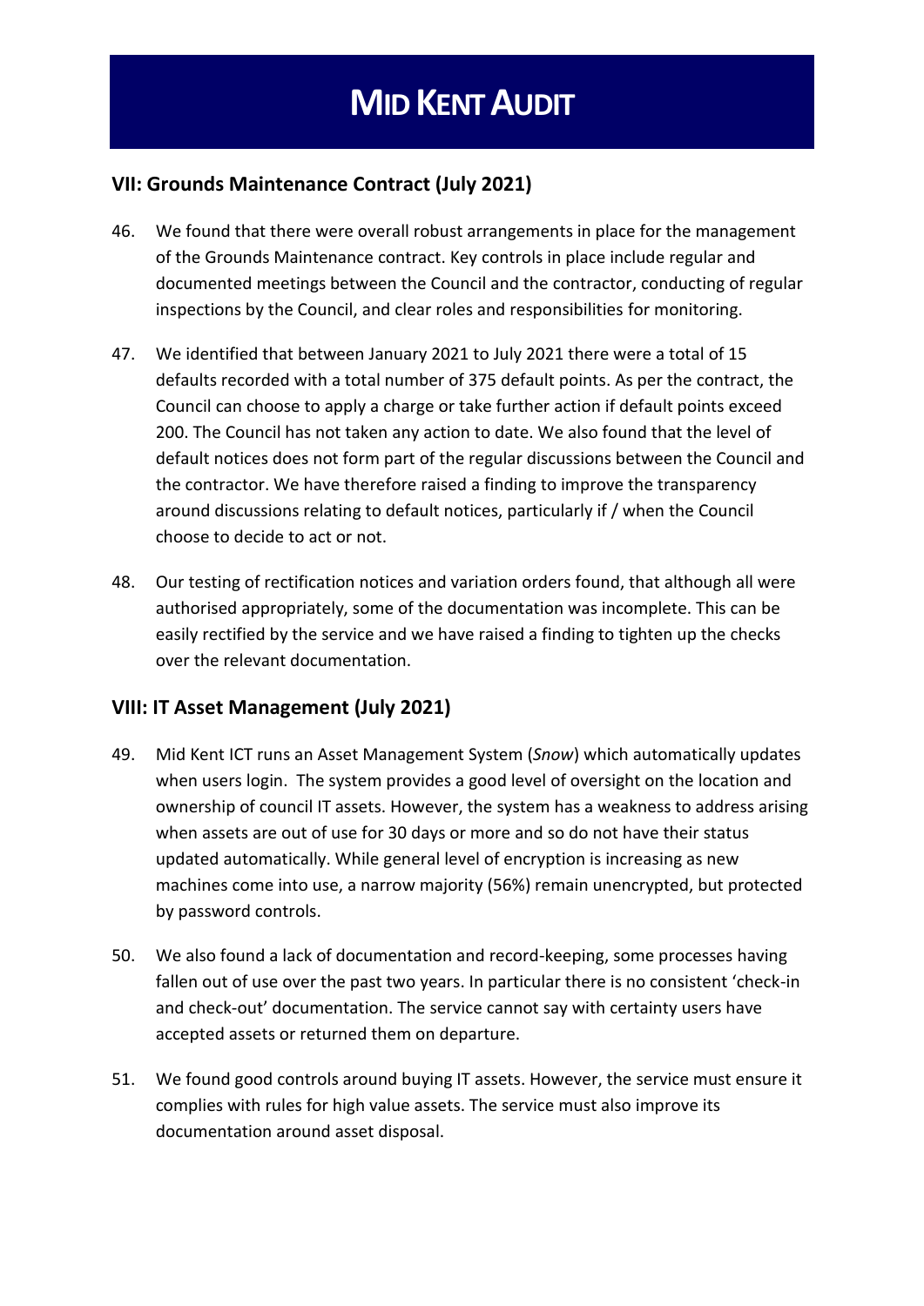## VII: Grounds Maintenance Contract (July 2021)

46. We found that there were overall robust arrangements in place for the management of the Grounds Maintenance contract. Key controls in place include regular and documented meetings between the Council and the contractor, conducting of regular inspections by the Council, and clear roles and responsibilities for monitoring.

47. We identified that between January 2021 to July 2021 there were a total of 15 defaults recorded with a total number of 375 default points. As per the contract, the Council can choose to apply a charge or take further action if default points exceed 200. The Council has not taken any action to date. We also found that the level of default notices does not form part of the regular discussions between the Council and the contractor. We have therefore raised a finding to improve the transparency around discussions relating to default notices, particularly if / when the Council choose to decide to act or not.

48. Our testing of rectification notices and variation orders found, that although all were authorised appropriately, some of the documentation was incomplete. This can be easily rectified by the service and we have raised a finding to tighten up the checks over the relevant documentation.

## VIII: IT Asset Management (July 2021)

49. Mid Kent ICT runs an Asset Management System (*Snow*) which automatically updates when users login. The system provides a good level of oversight on the location and ownership of council IT assets. However, the system has a weakness to address arising when assets are out of use for 30 days or more and so do not have their status updated automatically. While general level of encryption is increasing as new machines come into use, a narrow majority (56%) remain unencrypted, but protected by password controls.

50. We also found a lack of documentation and record-keeping, some processes having fallen out of use over the past two years. In particular there is no consistent 'check-in and check-out' documentation. The service cannot say with certainty users have accepted assets or returned them on departure.

51. We found good controls around buying IT assets. However, the service must ensure it complies with rules for high value assets. The service must also improve its documentation around asset disposal.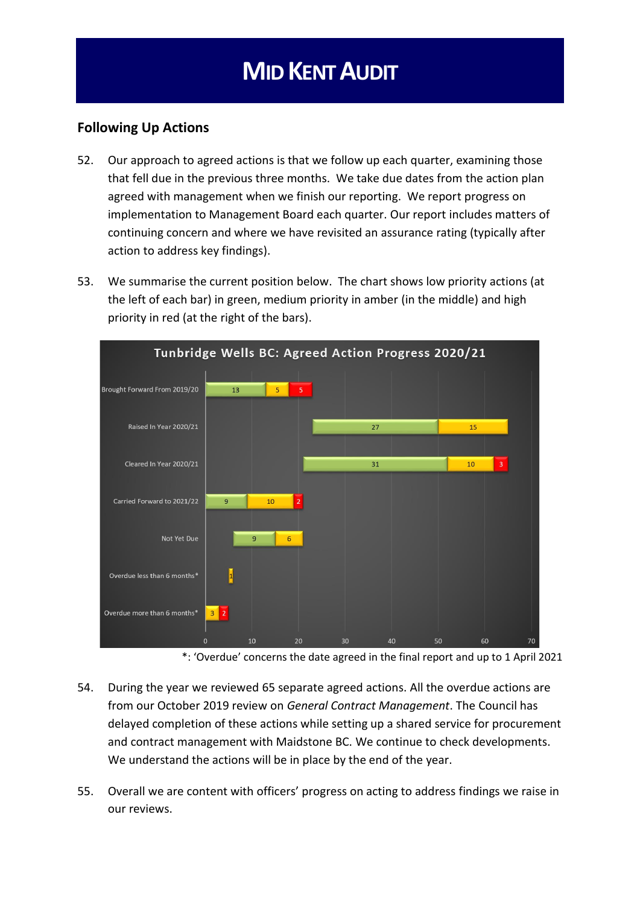# MID KENT AUDIT

## Following Up Actions

52. Our approach to agreed actions is that we follow up each quarter, examining those that fell due in the previous three months. We take due dates from the action plan agreed with management when we finish our reporting. We report progress on implementation to Management Board each quarter. Our report includes matters of continuing concern and where we have revisited an assurance rating (typically after action to address key findings).

53. We summarise the current position below. The chart shows low priority actions (at the left of each bar) in green, medium priority in amber (in the middle) and high priority in red (at the right of the bars).

**Tunbridge Wells BC: Agreed Action Progress 2020/21**

| | Low (green) | Medium (amber) | High (red) |
|---|---|---|---|
| Brought Forward From 2019/20 | 13 | 5 | 5 |
| Raised In Year 2020/21 | 27 | 15 | |
| Cleared In Year 2020/21 | 31 | 10 | 3 |
| Carried Forward to 2021/22 | 9 | 10 | 2 |
| Not Yet Due | 9 | 6 | |
| Overdue less than 6 months* | | 1 | |
| Overdue more than 6 months* | | 3 | 2 |

*: 'Overdue' concerns the date agreed in the final report and up to 1 April 2021

54. During the year we reviewed 65 separate agreed actions. All the overdue actions are from our October 2019 review on *General Contract Management*. The Council has delayed completion of these actions while setting up a shared service for procurement and contract management with Maidstone BC. We continue to check developments. We understand the actions will be in place by the end of the year.

55. Overall we are content with officers' progress on acting to address findings we raise in our reviews.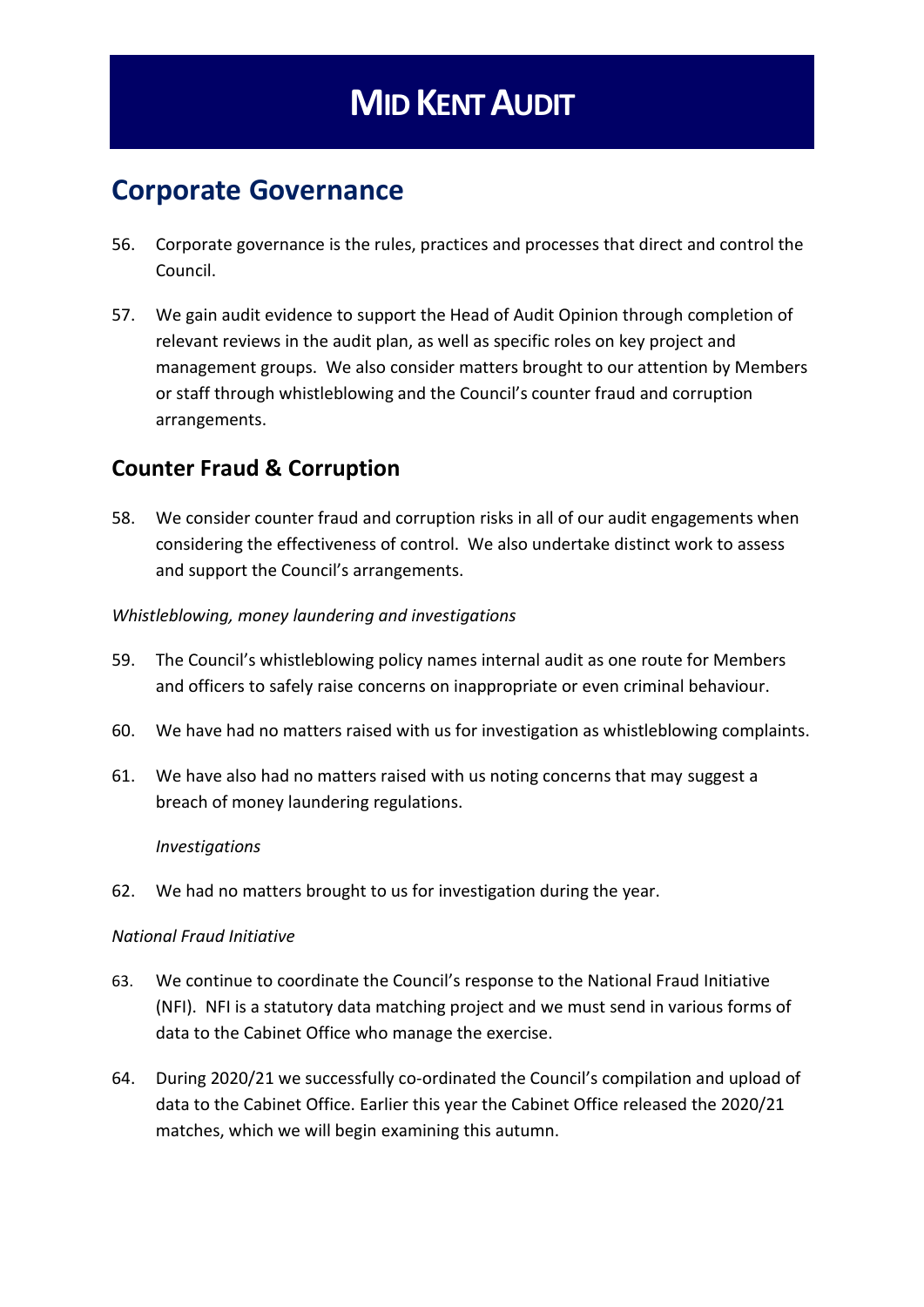# Corporate Governance

56. Corporate governance is the rules, practices and processes that direct and control the Council.

57. We gain audit evidence to support the Head of Audit Opinion through completion of relevant reviews in the audit plan, as well as specific roles on key project and management groups. We also consider matters brought to our attention by Members or staff through whistleblowing and the Council's counter fraud and corruption arrangements.

## Counter Fraud & Corruption

58. We consider counter fraud and corruption risks in all of our audit engagements when considering the effectiveness of control. We also undertake distinct work to assess and support the Council's arrangements.

*Whistleblowing, money laundering and investigations*

59. The Council's whistleblowing policy names internal audit as one route for Members and officers to safely raise concerns on inappropriate or even criminal behaviour.

60. We have had no matters raised with us for investigation as whistleblowing complaints.

61. We have also had no matters raised with us noting concerns that may suggest a breach of money laundering regulations.

    *Investigations*

62. We had no matters brought to us for investigation during the year.

*National Fraud Initiative*

63. We continue to coordinate the Council's response to the National Fraud Initiative (NFI). NFI is a statutory data matching project and we must send in various forms of data to the Cabinet Office who manage the exercise.

64. During 2020/21 we successfully co-ordinated the Council's compilation and upload of data to the Cabinet Office. Earlier this year the Cabinet Office released the 2020/21 matches, which we will begin examining this autumn.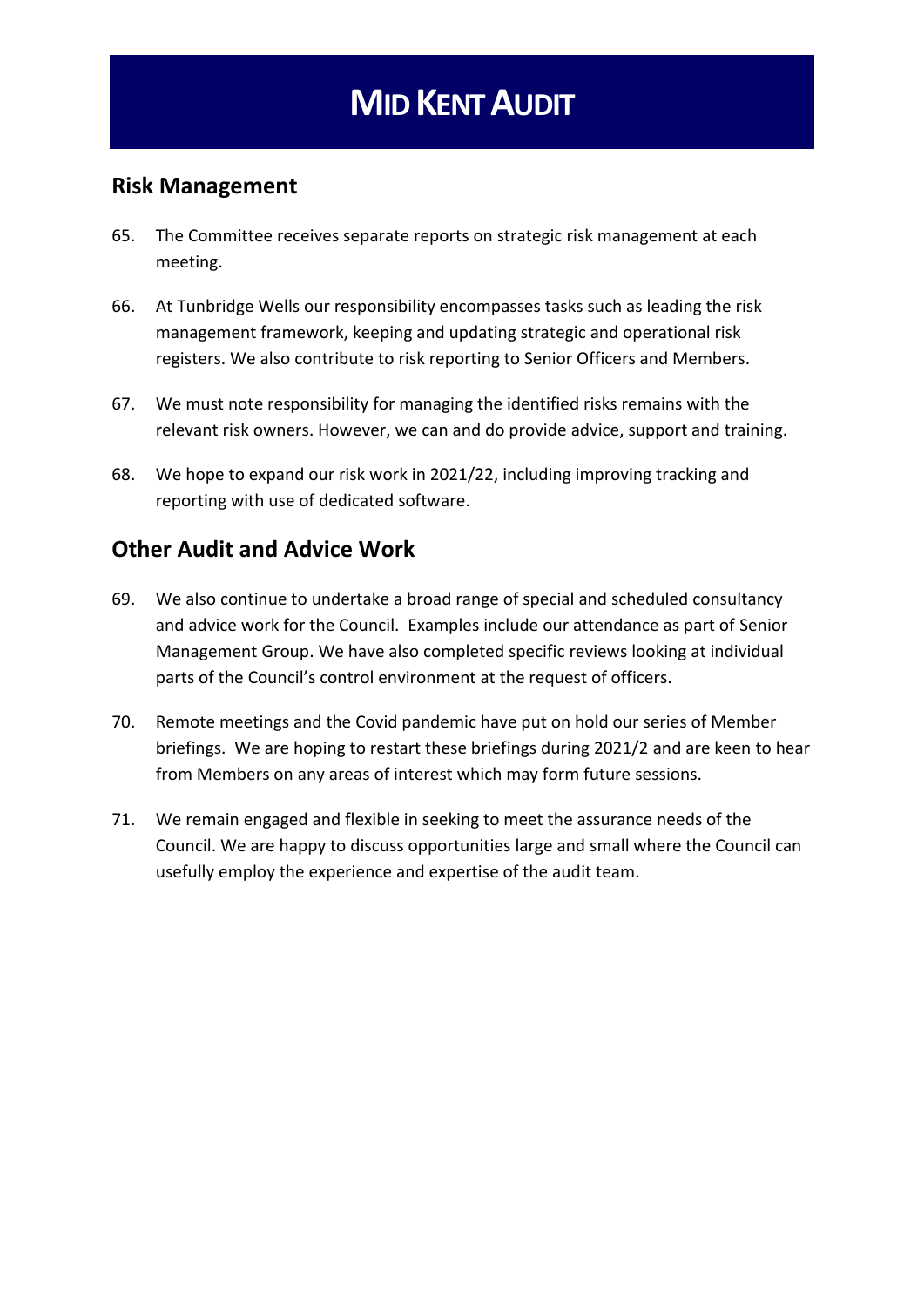## Risk Management

65. The Committee receives separate reports on strategic risk management at each meeting.

66. At Tunbridge Wells our responsibility encompasses tasks such as leading the risk management framework, keeping and updating strategic and operational risk registers. We also contribute to risk reporting to Senior Officers and Members.

67. We must note responsibility for managing the identified risks remains with the relevant risk owners. However, we can and do provide advice, support and training.

68. We hope to expand our risk work in 2021/22, including improving tracking and reporting with use of dedicated software.

## Other Audit and Advice Work

69. We also continue to undertake a broad range of special and scheduled consultancy and advice work for the Council. Examples include our attendance as part of Senior Management Group. We have also completed specific reviews looking at individual parts of the Council's control environment at the request of officers.

70. Remote meetings and the Covid pandemic have put on hold our series of Member briefings. We are hoping to restart these briefings during 2021/2 and are keen to hear from Members on any areas of interest which may form future sessions.

71. We remain engaged and flexible in seeking to meet the assurance needs of the Council. We are happy to discuss opportunities large and small where the Council can usefully employ the experience and expertise of the audit team.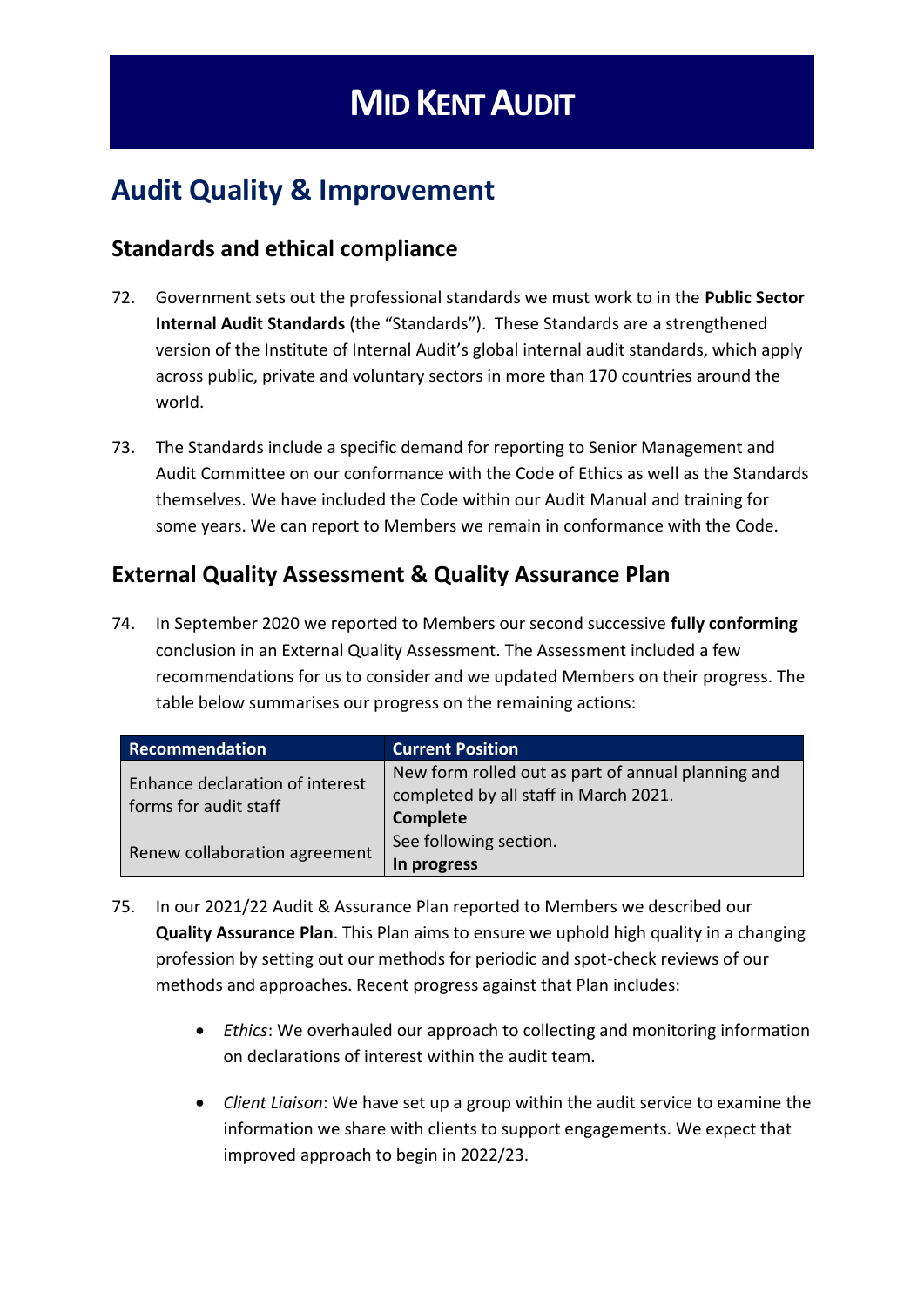# MID KENT AUDIT

## Audit Quality & Improvement

### Standards and ethical compliance

72. Government sets out the professional standards we must work to in the **Public Sector Internal Audit Standards** (the "Standards"). These Standards are a strengthened version of the Institute of Internal Audit's global internal audit standards, which apply across public, private and voluntary sectors in more than 170 countries around the world.

73. The Standards include a specific demand for reporting to Senior Management and Audit Committee on our conformance with the Code of Ethics as well as the Standards themselves. We have included the Code within our Audit Manual and training for some years. We can report to Members we remain in conformance with the Code.

### External Quality Assessment & Quality Assurance Plan

74. In September 2020 we reported to Members our second successive **fully conforming** conclusion in an External Quality Assessment. The Assessment included a few recommendations for us to consider and we updated Members on their progress. The table below summarises our progress on the remaining actions:

| Recommendation | Current Position |
|---|---|
| Enhance declaration of interest forms for audit staff | New form rolled out as part of annual planning and completed by all staff in March 2021. **Complete** |
| Renew collaboration agreement | See following section. **In progress** |

75. In our 2021/22 Audit & Assurance Plan reported to Members we described our **Quality Assurance Plan**. This Plan aims to ensure we uphold high quality in a changing profession by setting out our methods for periodic and spot-check reviews of our methods and approaches. Recent progress against that Plan includes:

    - *Ethics*: We overhauled our approach to collecting and monitoring information on declarations of interest within the audit team.

    - *Client Liaison*: We have set up a group within the audit service to examine the information we share with clients to support engagements. We expect that improved approach to begin in 2022/23.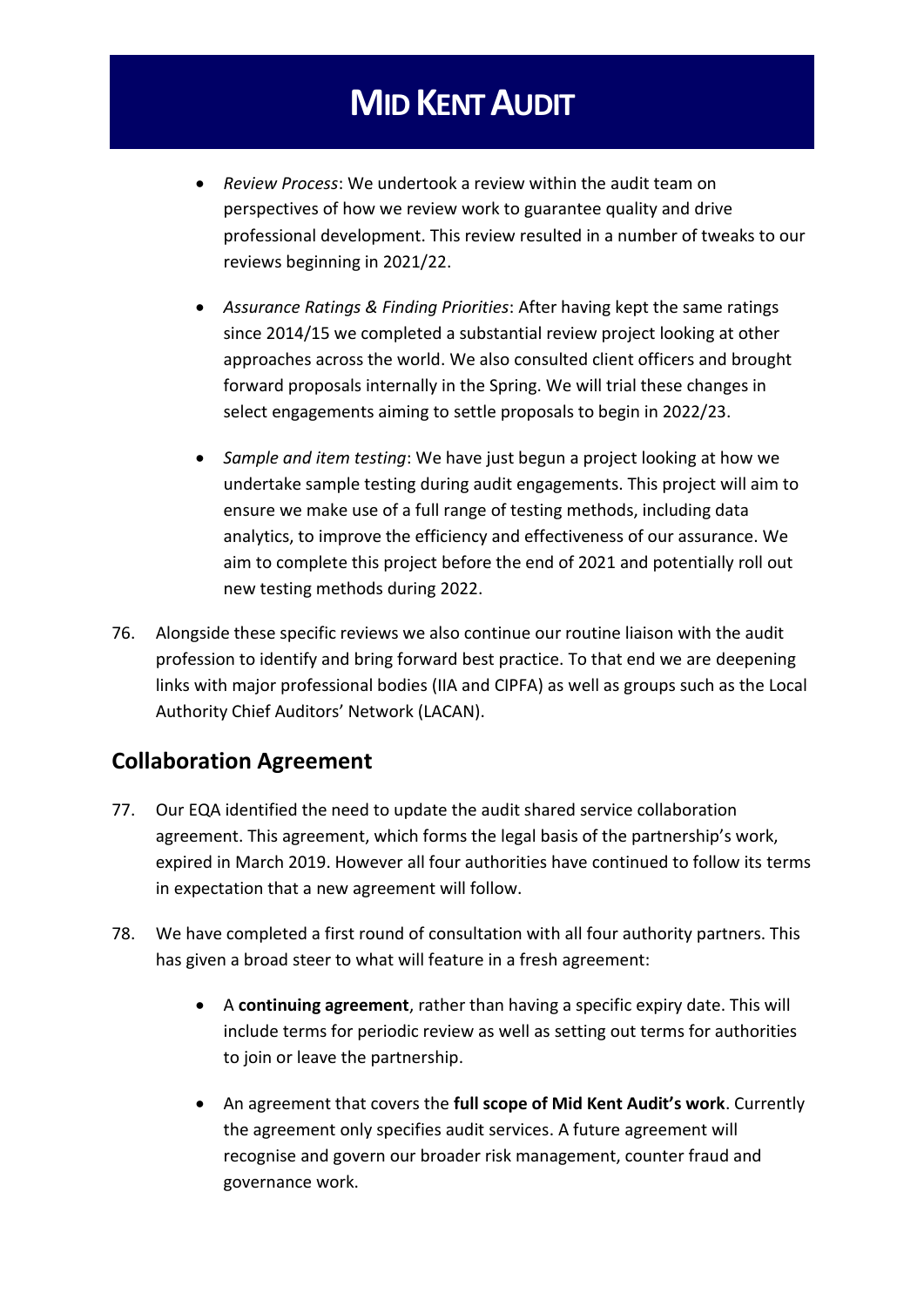- *Review Process*: We undertook a review within the audit team on perspectives of how we review work to guarantee quality and drive professional development. This review resulted in a number of tweaks to our reviews beginning in 2021/22.

- *Assurance Ratings & Finding Priorities*: After having kept the same ratings since 2014/15 we completed a substantial review project looking at other approaches across the world. We also consulted client officers and brought forward proposals internally in the Spring. We will trial these changes in select engagements aiming to settle proposals to begin in 2022/23.

- *Sample and item testing*: We have just begun a project looking at how we undertake sample testing during audit engagements. This project will aim to ensure we make use of a full range of testing methods, including data analytics, to improve the efficiency and effectiveness of our assurance. We aim to complete this project before the end of 2021 and potentially roll out new testing methods during 2022.

76. Alongside these specific reviews we also continue our routine liaison with the audit profession to identify and bring forward best practice. To that end we are deepening links with major professional bodies (IIA and CIPFA) as well as groups such as the Local Authority Chief Auditors' Network (LACAN).

## Collaboration Agreement

77. Our EQA identified the need to update the audit shared service collaboration agreement. This agreement, which forms the legal basis of the partnership's work, expired in March 2019. However all four authorities have continued to follow its terms in expectation that a new agreement will follow.

78. We have completed a first round of consultation with all four authority partners. This has given a broad steer to what will feature in a fresh agreement:

    - A **continuing agreement**, rather than having a specific expiry date. This will include terms for periodic review as well as setting out terms for authorities to join or leave the partnership.

    - An agreement that covers the **full scope of Mid Kent Audit's work**. Currently the agreement only specifies audit services. A future agreement will recognise and govern our broader risk management, counter fraud and governance work.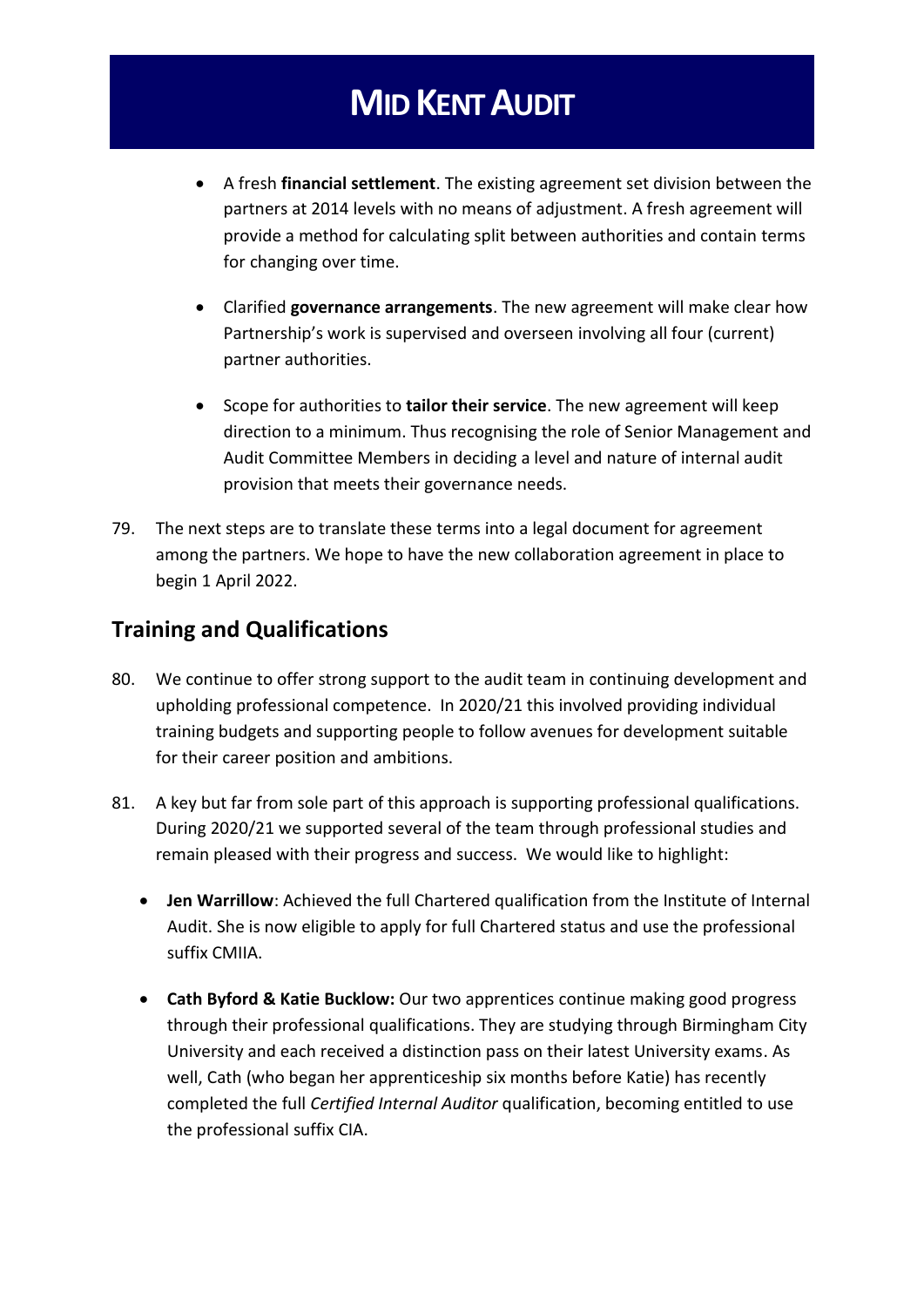- A fresh **financial settlement**. The existing agreement set division between the partners at 2014 levels with no means of adjustment. A fresh agreement will provide a method for calculating split between authorities and contain terms for changing over time.

- Clarified **governance arrangements**. The new agreement will make clear how Partnership's work is supervised and overseen involving all four (current) partner authorities.

- Scope for authorities to **tailor their service**. The new agreement will keep direction to a minimum. Thus recognising the role of Senior Management and Audit Committee Members in deciding a level and nature of internal audit provision that meets their governance needs.

79. The next steps are to translate these terms into a legal document for agreement among the partners. We hope to have the new collaboration agreement in place to begin 1 April 2022.

## Training and Qualifications

80. We continue to offer strong support to the audit team in continuing development and upholding professional competence. In 2020/21 this involved providing individual training budgets and supporting people to follow avenues for development suitable for their career position and ambitions.

81. A key but far from sole part of this approach is supporting professional qualifications. During 2020/21 we supported several of the team through professional studies and remain pleased with their progress and success. We would like to highlight:

- **Jen Warrillow**: Achieved the full Chartered qualification from the Institute of Internal Audit. She is now eligible to apply for full Chartered status and use the professional suffix CMIIA.

- **Cath Byford & Katie Bucklow:** Our two apprentices continue making good progress through their professional qualifications. They are studying through Birmingham City University and each received a distinction pass on their latest University exams. As well, Cath (who began her apprenticeship six months before Katie) has recently completed the full *Certified Internal Auditor* qualification, becoming entitled to use the professional suffix CIA.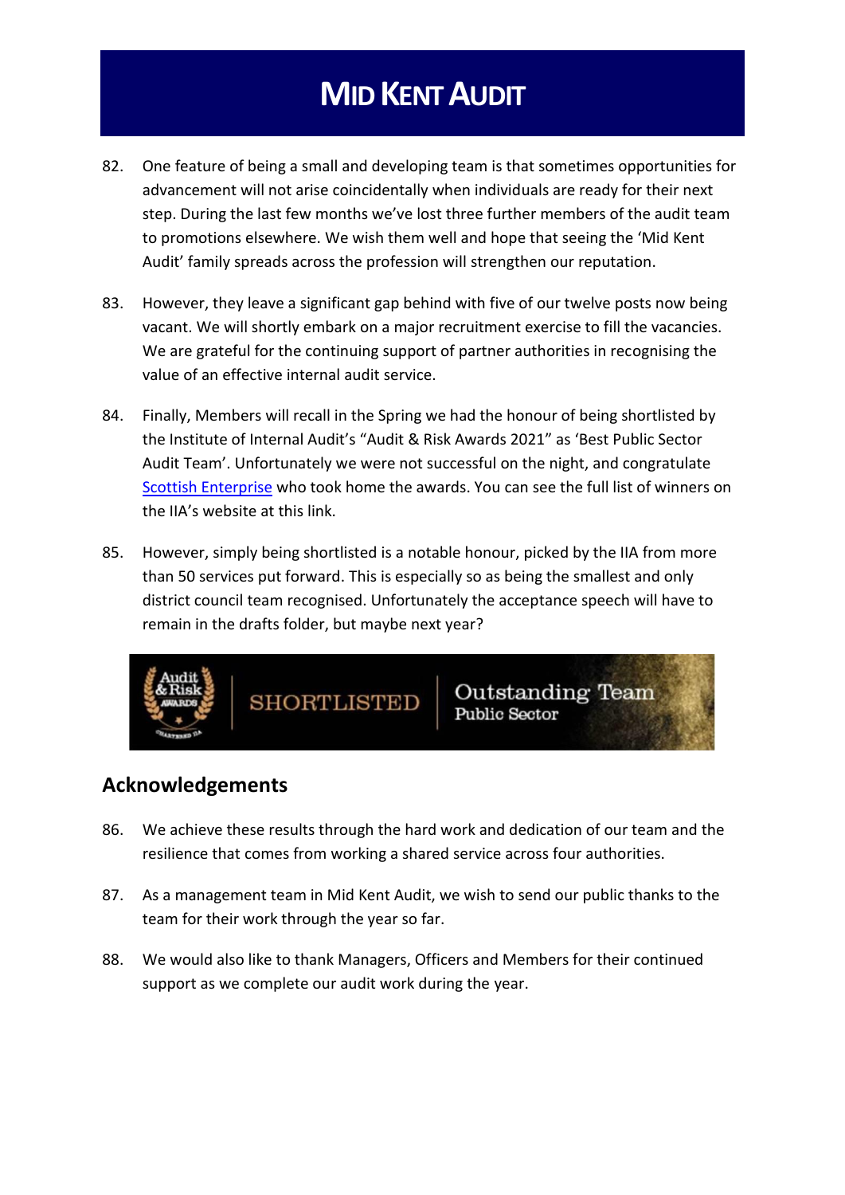82. One feature of being a small and developing team is that sometimes opportunities for advancement will not arise coincidentally when individuals are ready for their next step. During the last few months we've lost three further members of the audit team to promotions elsewhere. We wish them well and hope that seeing the 'Mid Kent Audit' family spreads across the profession will strengthen our reputation.

83. However, they leave a significant gap behind with five of our twelve posts now being vacant. We will shortly embark on a major recruitment exercise to fill the vacancies. We are grateful for the continuing support of partner authorities in recognising the value of an effective internal audit service.

84. Finally, Members will recall in the Spring we had the honour of being shortlisted by the Institute of Internal Audit's "Audit & Risk Awards 2021" as 'Best Public Sector Audit Team'. Unfortunately we were not successful on the night, and congratulate Scottish Enterprise who took home the awards. You can see the full list of winners on the IIA's website at this link.

85. However, simply being shortlisted is a notable honour, picked by the IIA from more than 50 services put forward. This is especially so as being the smallest and only district council team recognised. Unfortunately the acceptance speech will have to remain in the drafts folder, but maybe next year?

## Acknowledgements

86. We achieve these results through the hard work and dedication of our team and the resilience that comes from working a shared service across four authorities.

87. As a management team in Mid Kent Audit, we wish to send our public thanks to the team for their work through the year so far.

88. We would also like to thank Managers, Officers and Members for their continued support as we complete our audit work during the year.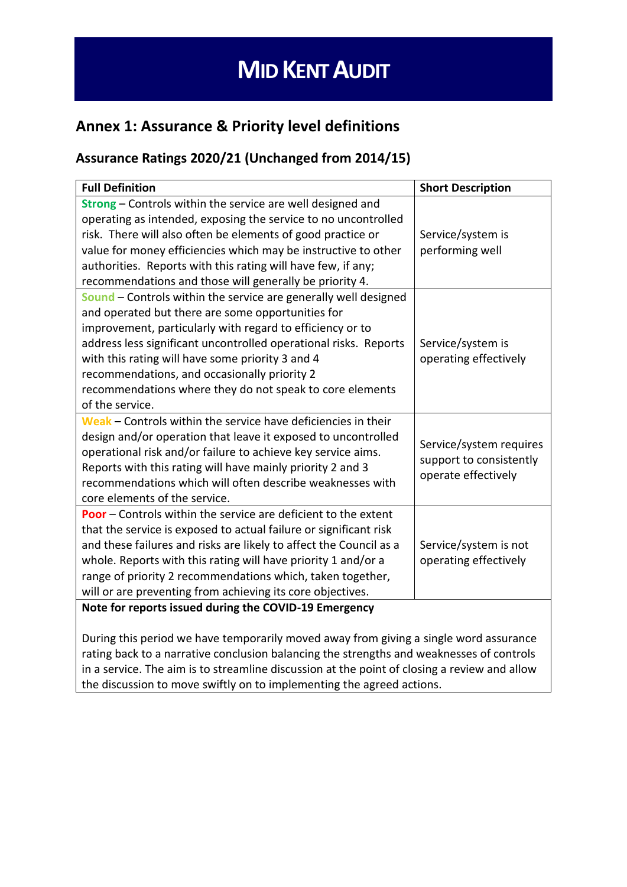# MID KENT AUDIT

## Annex 1: Assurance & Priority level definitions

### Assurance Ratings 2020/21 (Unchanged from 2014/15)

| Full Definition | Short Description |
|---|---|
| **Strong** – Controls within the service are well designed and operating as intended, exposing the service to no uncontrolled risk. There will also often be elements of good practice or value for money efficiencies which may be instructive to other authorities. Reports with this rating will have few, if any; recommendations and those will generally be priority 4. | Service/system is performing well |
| **Sound** – Controls within the service are generally well designed and operated but there are some opportunities for improvement, particularly with regard to efficiency or to address less significant uncontrolled operational risks. Reports with this rating will have some priority 3 and 4 recommendations, and occasionally priority 2 recommendations where they do not speak to core elements of the service. | Service/system is operating effectively |
| **Weak –** Controls within the service have deficiencies in their design and/or operation that leave it exposed to uncontrolled operational risk and/or failure to achieve key service aims. Reports with this rating will have mainly priority 2 and 3 recommendations which will often describe weaknesses with core elements of the service. | Service/system requires support to consistently operate effectively |
| **Poor** – Controls within the service are deficient to the extent that the service is exposed to actual failure or significant risk and these failures and risks are likely to affect the Council as a whole. Reports with this rating will have priority 1 and/or a range of priority 2 recommendations which, taken together, will or are preventing from achieving its core objectives. | Service/system is not operating effectively |
| **Note for reports issued during the COVID-19 Emergency**<br><br>During this period we have temporarily moved away from giving a single word assurance rating back to a narrative conclusion balancing the strengths and weaknesses of controls in a service. The aim is to streamline discussion at the point of closing a review and allow the discussion to move swiftly on to implementing the agreed actions. | |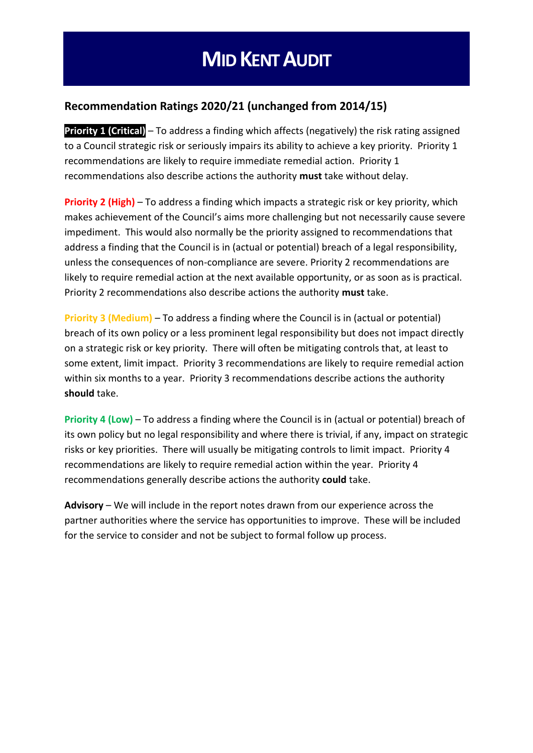# Mid Kent Audit

## Recommendation Ratings 2020/21 (unchanged from 2014/15)

**Priority 1 (Critical)** – To address a finding which affects (negatively) the risk rating assigned to a Council strategic risk or seriously impairs its ability to achieve a key priority. Priority 1 recommendations are likely to require immediate remedial action. Priority 1 recommendations also describe actions the authority **must** take without delay.

**Priority 2 (High)** – To address a finding which impacts a strategic risk or key priority, which makes achievement of the Council's aims more challenging but not necessarily cause severe impediment. This would also normally be the priority assigned to recommendations that address a finding that the Council is in (actual or potential) breach of a legal responsibility, unless the consequences of non-compliance are severe. Priority 2 recommendations are likely to require remedial action at the next available opportunity, or as soon as is practical. Priority 2 recommendations also describe actions the authority **must** take.

**Priority 3 (Medium)** – To address a finding where the Council is in (actual or potential) breach of its own policy or a less prominent legal responsibility but does not impact directly on a strategic risk or key priority. There will often be mitigating controls that, at least to some extent, limit impact. Priority 3 recommendations are likely to require remedial action within six months to a year. Priority 3 recommendations describe actions the authority **should** take.

**Priority 4 (Low)** – To address a finding where the Council is in (actual or potential) breach of its own policy but no legal responsibility and where there is trivial, if any, impact on strategic risks or key priorities. There will usually be mitigating controls to limit impact. Priority 4 recommendations are likely to require remedial action within the year. Priority 4 recommendations generally describe actions the authority **could** take.

**Advisory** – We will include in the report notes drawn from our experience across the partner authorities where the service has opportunities to improve. These will be included for the service to consider and not be subject to formal follow up process.